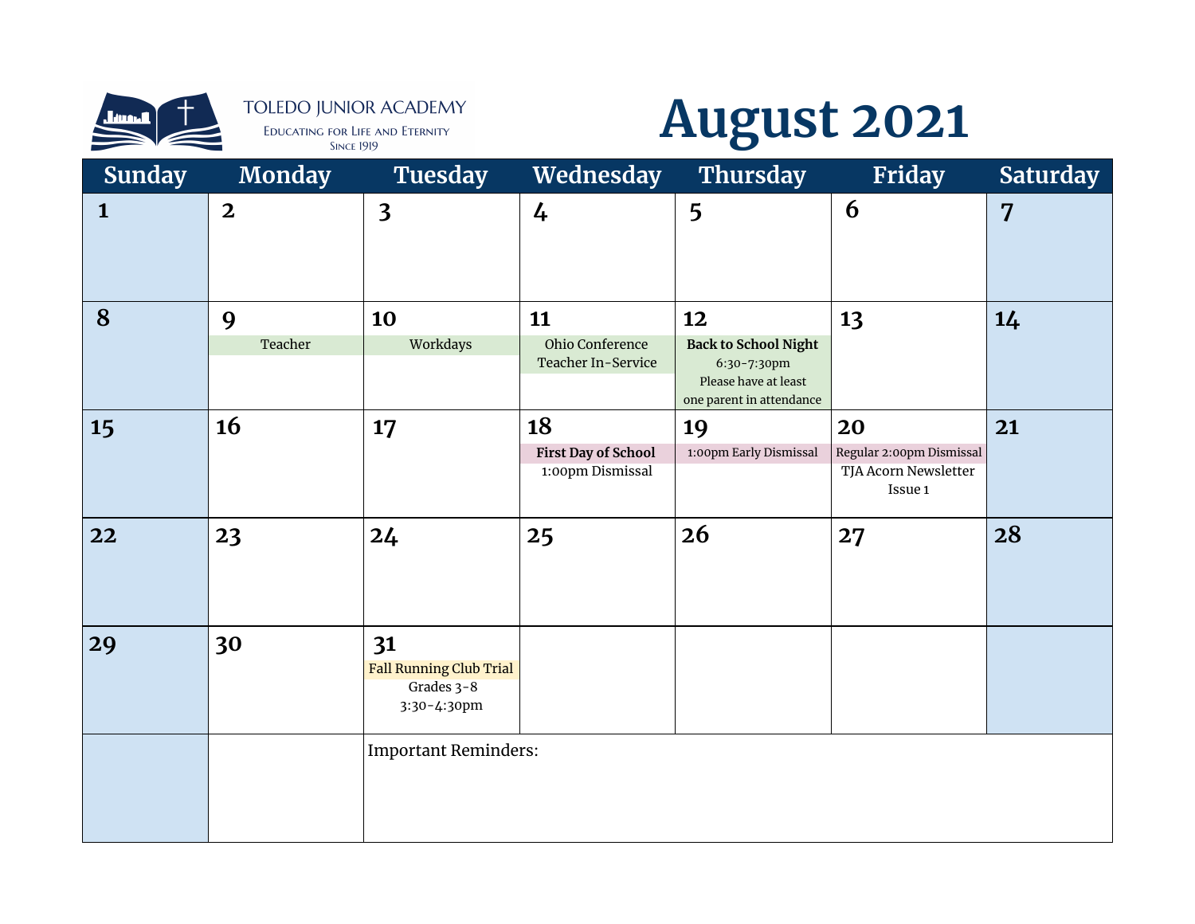TOLEDO JUNIOR ACADEMY

Educating for Life and Eternity

Since 1919

# August 2021

| Sunday | Monday | Tuesday | Wednesday | Thursday | Friday | Saturday |
|---|---|---|---|---|---|---|
| 1 | 2 | 3 | 4 | 5 | 6 | 7 |
| 8 | 9 Teacher | 10 Workdays | 11 Ohio Conference Teacher In-Service | 12 **Back to School Night** 6:30-7:30pm Please have at least one parent in attendance | 13 | 14 |
| 15 | 16 | 17 | 18 **First Day of School** 1:00pm Dismissal | 19 1:00pm Early Dismissal | 20 Regular 2:00pm Dismissal TJA Acorn Newsletter Issue 1 | 21 |
| 22 | 23 | 24 | 25 | 26 | 27 | 28 |
| 29 | 30 | 31 Fall Running Club Trial Grades 3-8 3:30-4:30pm | | | | |
| | | Important Reminders: | | | | |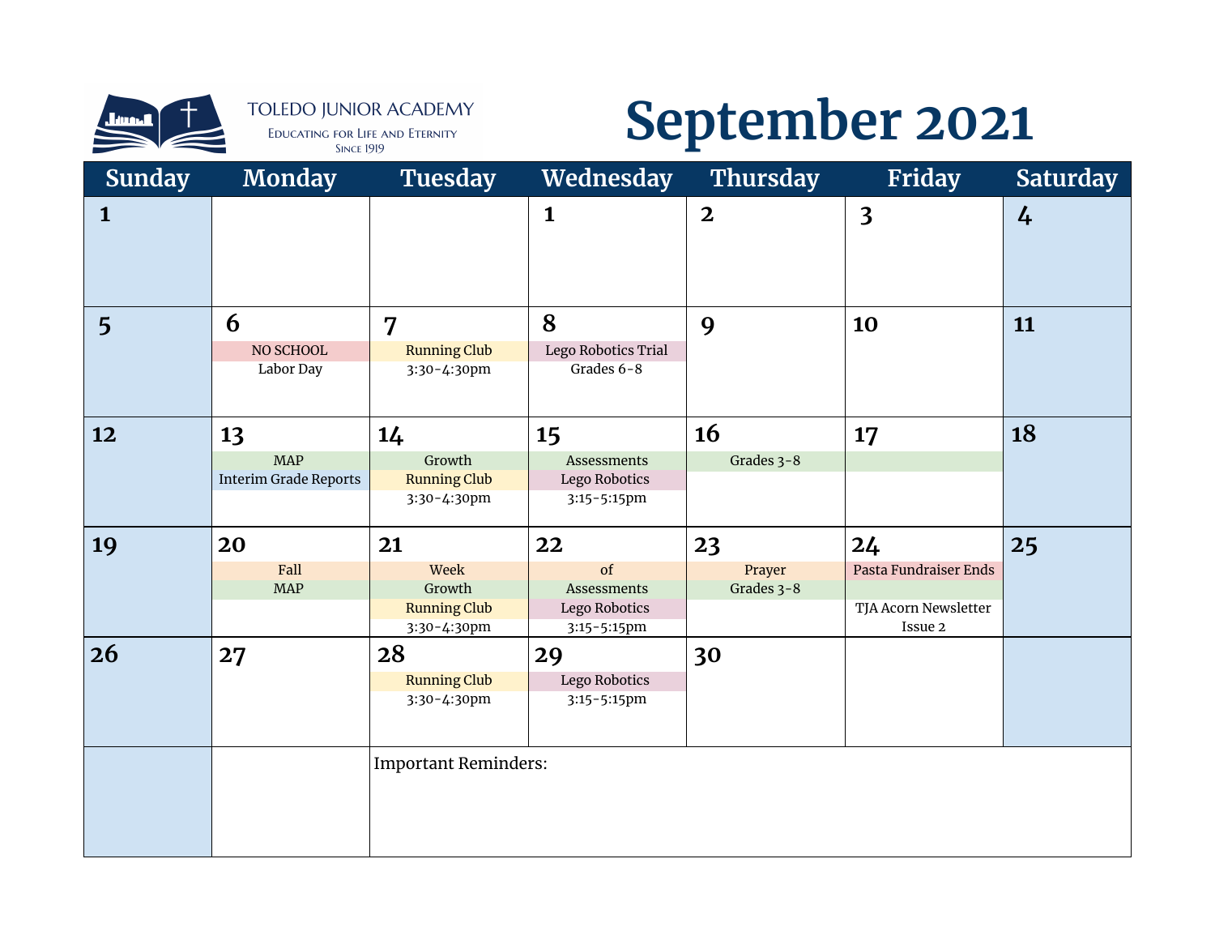TOLEDO JUNIOR ACADEMY
Educating for Life and Eternity
Since 1919

# September 2021

| Sunday | Monday | Tuesday | Wednesday | Thursday | Friday | Saturday |
|---|---|---|---|---|---|---|
| 1 | | | 1 | 2 | 3 | 4 |
| 5 | 6 NO SCHOOL Labor Day | 7 Running Club 3:30-4:30pm | 8 Lego Robotics Trial Grades 6-8 | 9 | 10 | 11 |
| 12 | 13 MAP Interim Grade Reports | 14 Growth Running Club 3:30-4:30pm | 15 Assessments Lego Robotics 3:15-5:15pm | 16 Grades 3-8 | 17 | 18 |
| 19 | 20 Fall MAP | 21 Week Growth Running Club 3:30-4:30pm | 22 of Assessments Lego Robotics 3:15-5:15pm | 23 Prayer Grades 3-8 | 24 Pasta Fundraiser Ends TJA Acorn Newsletter Issue 2 | 25 |
| 26 | 27 | 28 Running Club 3:30-4:30pm | 29 Lego Robotics 3:15-5:15pm | 30 | | |

Important Reminders: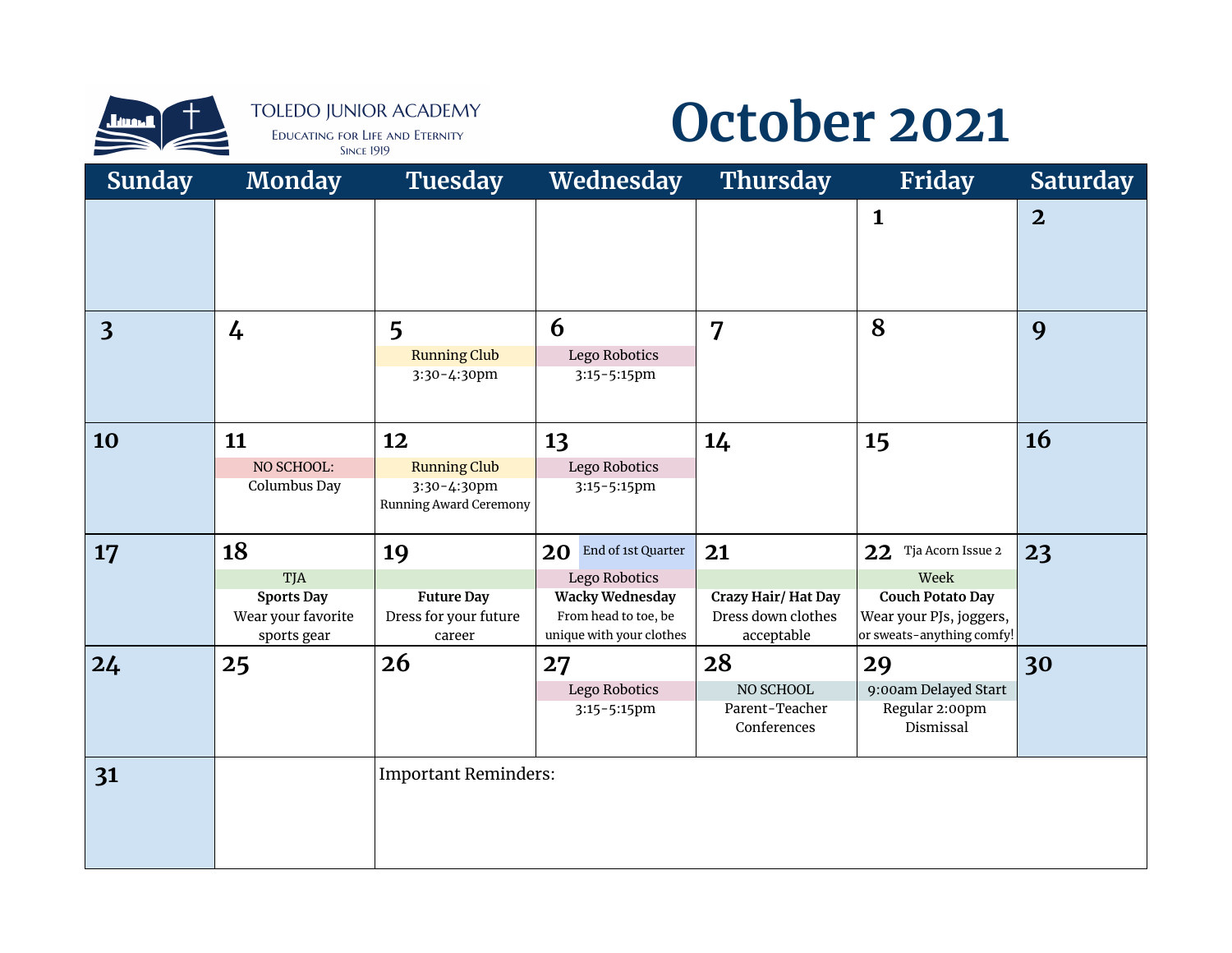TOLEDO JUNIOR ACADEMY

EDUCATING FOR LIFE AND ETERNITY

SINCE 1919

# October 2021

| Sunday | Monday | Tuesday | Wednesday | Thursday | Friday | Saturday |
|---|---|---|---|---|---|---|
| | | | | | 1 | 2 |
| 3 | 4 | 5 Running Club 3:30-4:30pm | 6 Lego Robotics 3:15-5:15pm | 7 | 8 | 9 |
| 10 | 11 NO SCHOOL: Columbus Day | 12 Running Club 3:30-4:30pm Running Award Ceremony | 13 Lego Robotics 3:15-5:15pm | 14 | 15 | 16 |
| 17 | 18 TJA **Sports Day** Wear your favorite sports gear | 19 **Future Day** Dress for your future career | 20 End of 1st Quarter Lego Robotics **Wacky Wednesday** From head to toe, be unique with your clothes | 21 **Crazy Hair/ Hat Day** Dress down clothes acceptable | 22 Tja Acorn Issue 2 Week **Couch Potato Day** Wear your PJs, joggers, or sweats-anything comfy! | 23 |
| 24 | 25 | 26 | 27 Lego Robotics 3:15-5:15pm | 28 NO SCHOOL Parent-Teacher Conferences | 29 9:00am Delayed Start Regular 2:00pm Dismissal | 30 |
| 31 | | Important Reminders: | | | | |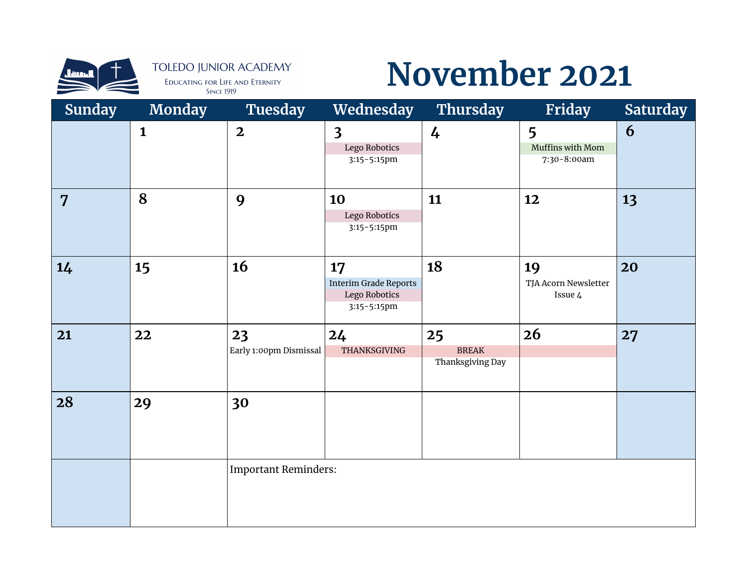TOLEDO JUNIOR ACADEMY
Educating for Life and Eternity
Since 1919

# November 2021

| Sunday | Monday | Tuesday | Wednesday | Thursday | Friday | Saturday |
|---|---|---|---|---|---|---|
| | 1 | 2 | 3<br>Lego Robotics<br>3:15-5:15pm | 4 | 5<br>Muffins with Mom<br>7:30-8:00am | 6 |
| 7 | 8 | 9 | 10<br>Lego Robotics<br>3:15-5:15pm | 11 | 12 | 13 |
| 14 | 15 | 16 | 17<br>Interim Grade Reports<br>Lego Robotics<br>3:15-5:15pm | 18 | 19<br>TJA Acorn Newsletter Issue 4 | 20 |
| 21 | 22 | 23<br>Early 1:00pm Dismissal | 24<br>THANKSGIVING | 25<br>BREAK<br>Thanksgiving Day | 26 | 27 |
| 28 | 29 | 30 | | | | |
| | | Important Reminders: | | | | |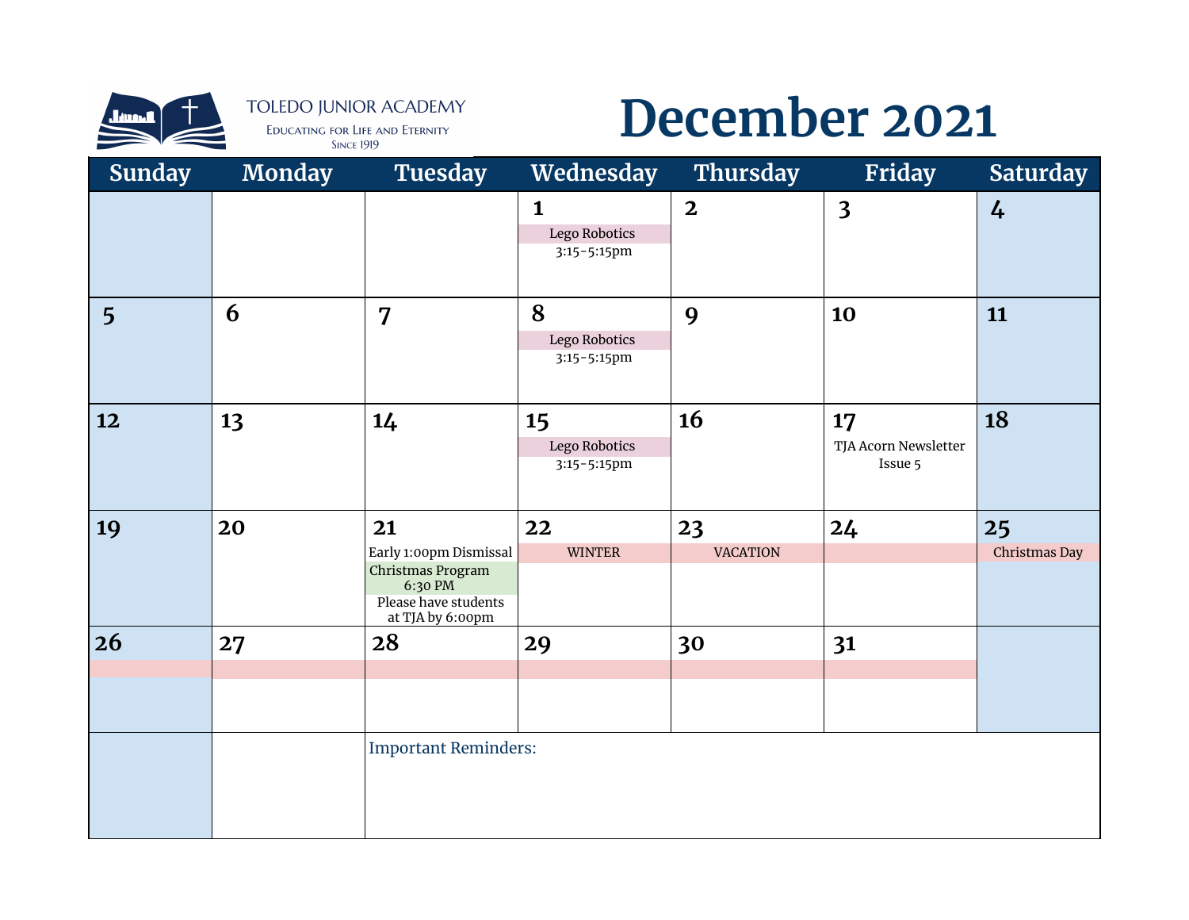TOLEDO JUNIOR ACADEMY

Educating for Life and Eternity

Since 1919

# December 2021

| Sunday | Monday | Tuesday | Wednesday | Thursday | Friday | Saturday |
|---|---|---|---|---|---|---|
| | | | 1<br>Lego Robotics<br>3:15-5:15pm | 2 | 3 | 4 |
| 5 | 6 | 7 | 8<br>Lego Robotics<br>3:15-5:15pm | 9 | 10 | 11 |
| 12 | 13 | 14 | 15<br>Lego Robotics<br>3:15-5:15pm | 16 | 17<br>TJA Acorn Newsletter Issue 5 | 18 |
| 19 | 20 | 21<br>Early 1:00pm Dismissal<br>Christmas Program 6:30 PM<br>Please have students at TJA by 6:00pm | 22<br>WINTER | 23<br>VACATION | 24 | 25<br>Christmas Day |
| 26 | 27 | 28 | 29 | 30 | 31 | |
| | | Important Reminders: | | | | |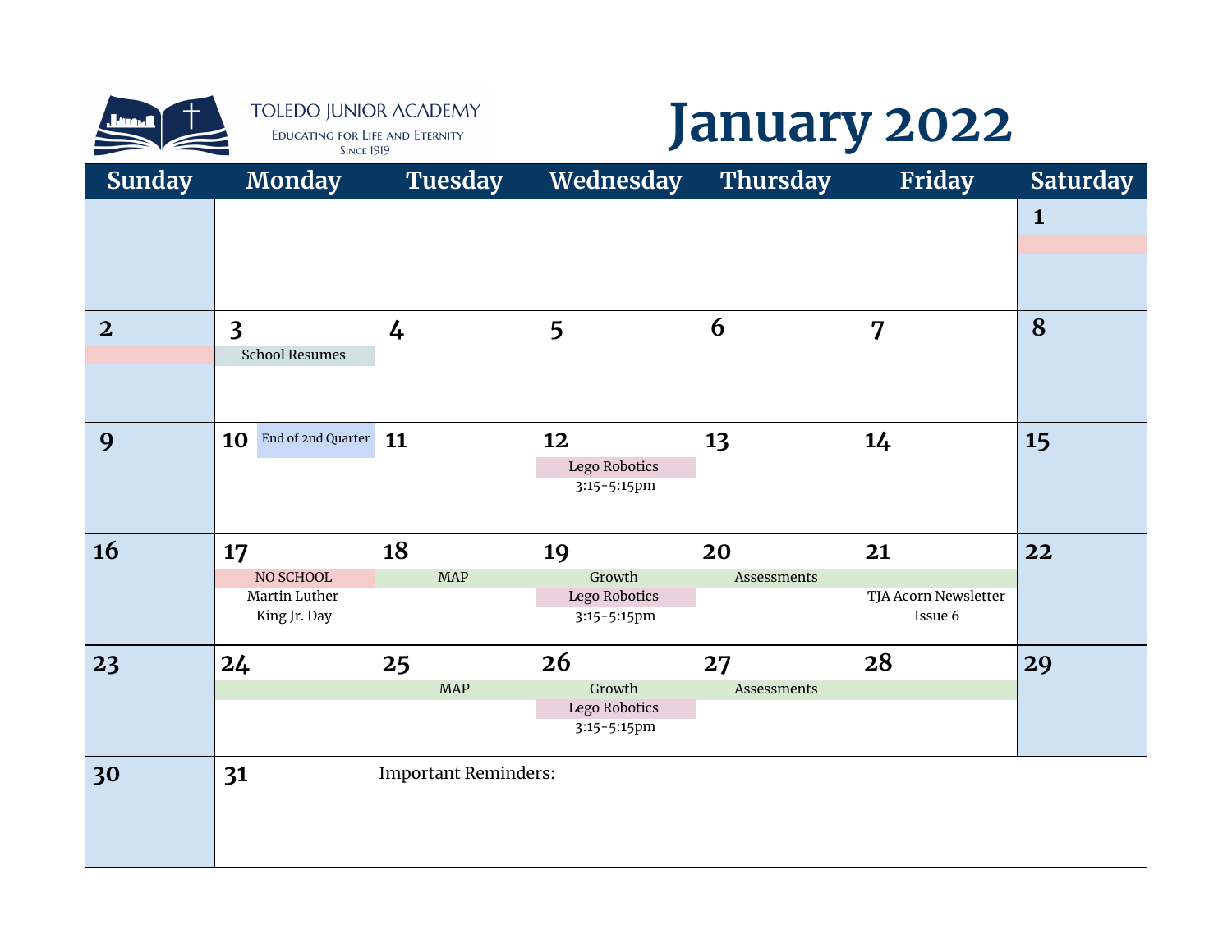TOLEDO JUNIOR ACADEMY
EDUCATING FOR LIFE AND ETERNITY
SINCE 1919

# January 2022

| Sunday | Monday | Tuesday | Wednesday | Thursday | Friday | Saturday |
|---|---|---|---|---|---|---|
| | | | | | | 1 |
| 2 | 3 School Resumes | 4 | 5 | 6 | 7 | 8 |
| 9 | 10 End of 2nd Quarter | 11 | 12 Lego Robotics 3:15-5:15pm | 13 | 14 | 15 |
| 16 | 17 NO SCHOOL Martin Luther King Jr. Day | 18 MAP | 19 Growth Lego Robotics 3:15-5:15pm | 20 Assessments | 21 TJA Acorn Newsletter Issue 6 | 22 |
| 23 | 24 | 25 MAP | 26 Growth Lego Robotics 3:15-5:15pm | 27 Assessments | 28 | 29 |
| 30 | 31 | Important Reminders: | | | | |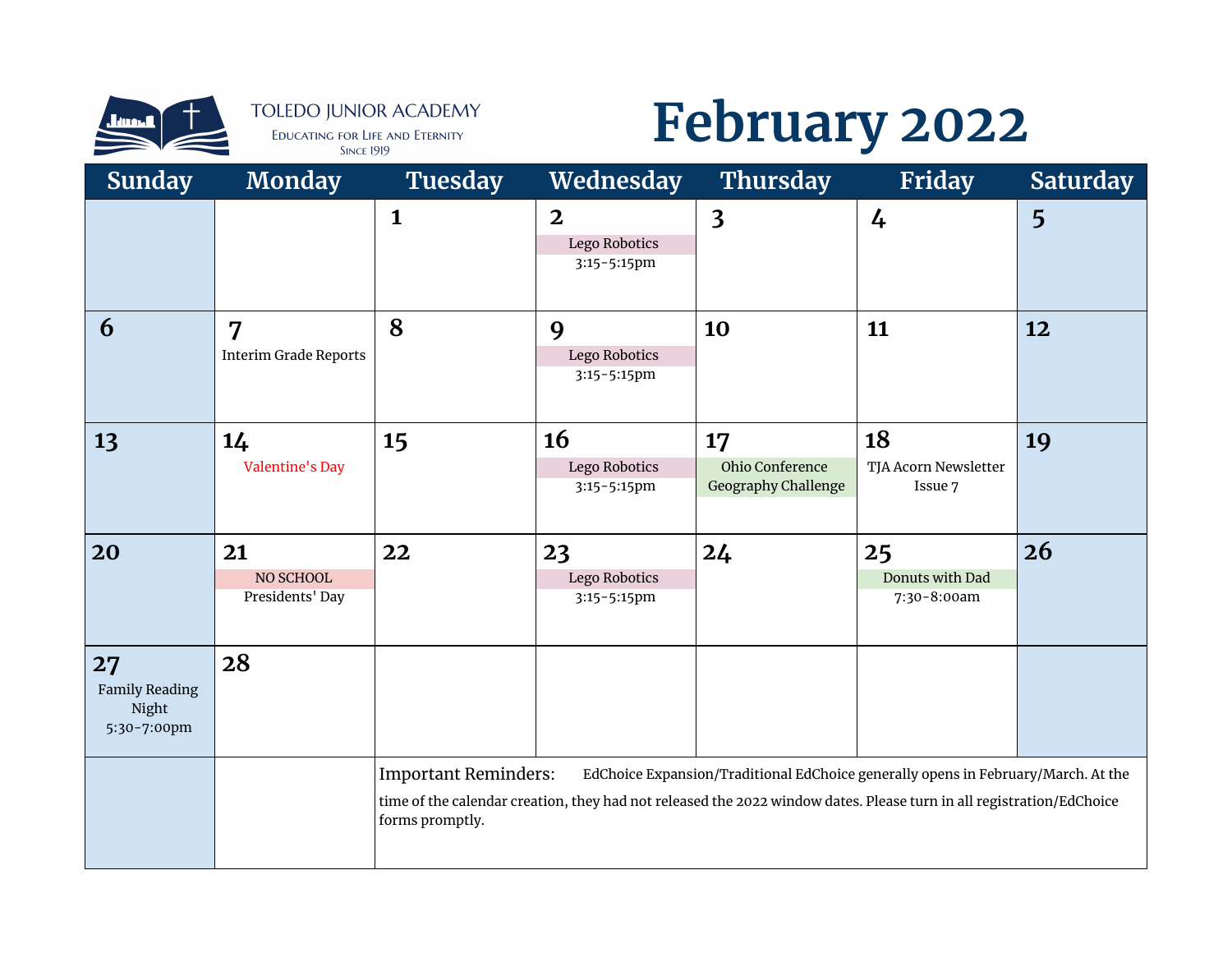TOLEDO JUNIOR ACADEMY
Educating for Life and Eternity
Since 1919

# February 2022

| Sunday | Monday | Tuesday | Wednesday | Thursday | Friday | Saturday |
|---|---|---|---|---|---|---|
| | | 1 | 2 Lego Robotics 3:15-5:15pm | 3 | 4 | 5 |
| 6 | 7 Interim Grade Reports | 8 | 9 Lego Robotics 3:15-5:15pm | 10 | 11 | 12 |
| 13 | 14 Valentine's Day | 15 | 16 Lego Robotics 3:15-5:15pm | 17 Ohio Conference Geography Challenge | 18 TJA Acorn Newsletter Issue 7 | 19 |
| 20 | 21 NO SCHOOL Presidents' Day | 22 | 23 Lego Robotics 3:15-5:15pm | 24 | 25 Donuts with Dad 7:30-8:00am | 26 |
| 27 Family Reading Night 5:30-7:00pm | 28 | | | | | |

Important Reminders: EdChoice Expansion/Traditional EdChoice generally opens in February/March. At the time of the calendar creation, they had not released the 2022 window dates. Please turn in all registration/EdChoice forms promptly.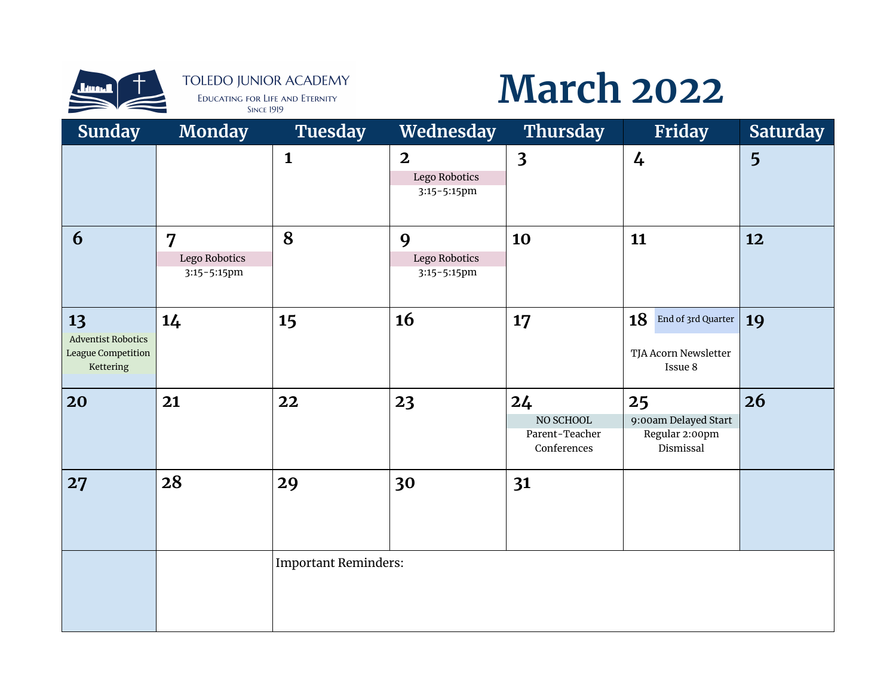TOLEDO JUNIOR ACADEMY
Educating for Life and Eternity
Since 1919

# March 2022

| Sunday | Monday | Tuesday | Wednesday | Thursday | Friday | Saturday |
|---|---|---|---|---|---|---|
| | | 1 | 2<br>Lego Robotics<br>3:15-5:15pm | 3 | 4 | 5 |
| 6 | 7<br>Lego Robotics<br>3:15-5:15pm | 8 | 9<br>Lego Robotics<br>3:15-5:15pm | 10 | 11 | 12 |
| 13<br>Adventist Robotics League Competition Kettering | 14 | 15 | 16 | 17 | 18<br>End of 3rd Quarter<br>TJA Acorn Newsletter Issue 8 | 19 |
| 20 | 21 | 22 | 23 | 24<br>NO SCHOOL<br>Parent-Teacher Conferences | 25<br>9:00am Delayed Start<br>Regular 2:00pm Dismissal | 26 |
| 27 | 28 | 29 | 30 | 31 | | |
| | | Important Reminders: | | | | |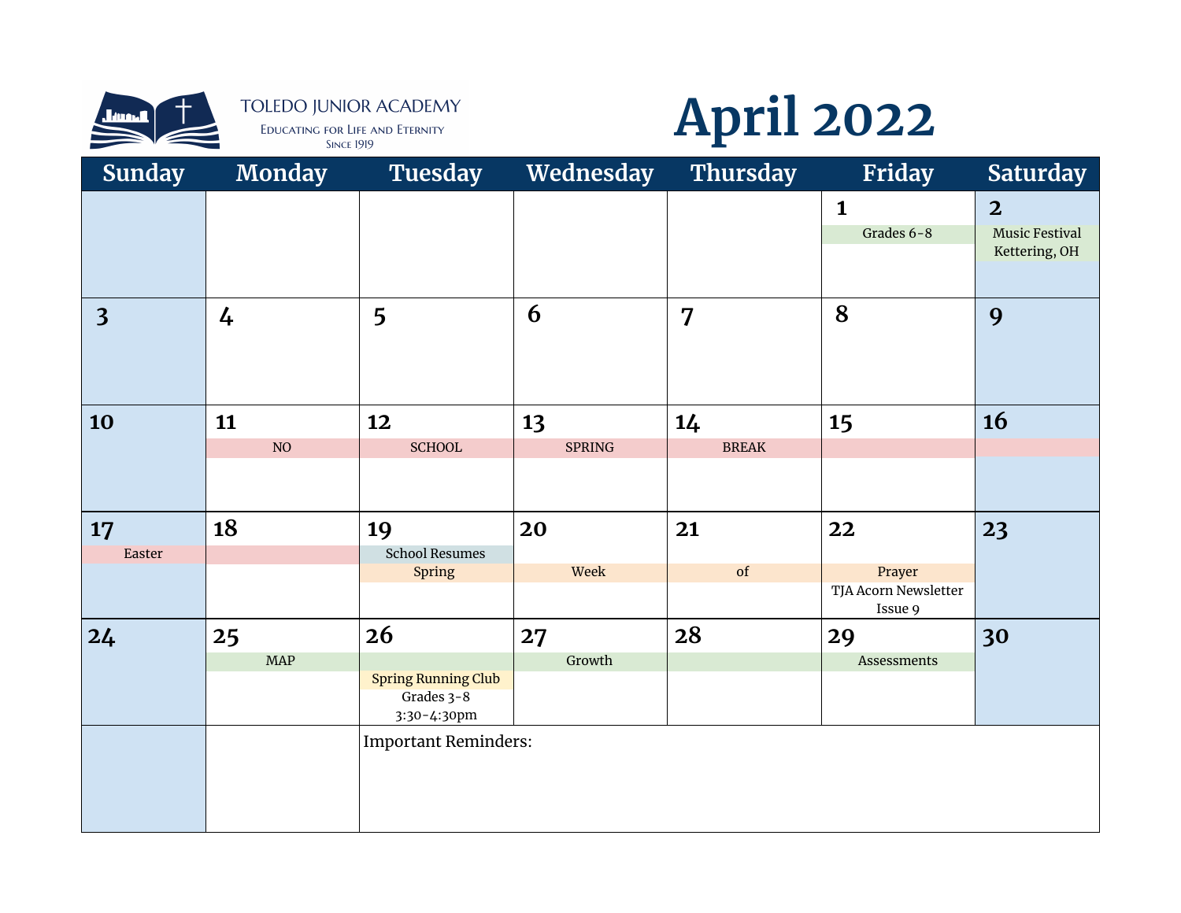TOLEDO JUNIOR ACADEMY

Educating for Life and Eternity

Since 1919

# April 2022

| Sunday | Monday | Tuesday | Wednesday | Thursday | Friday | Saturday |
|---|---|---|---|---|---|---|
| | | | | | 1<br>Grades 6-8 | 2<br>Music Festival<br>Kettering, OH |
| 3 | 4 | 5 | 6 | 7 | 8 | 9 |
| 10 | 11<br>NO | 12<br>SCHOOL | 13<br>SPRING | 14<br>BREAK | 15 | 16 |
| 17<br>Easter | 18 | 19<br>School Resumes<br>Spring | 20<br>Week | 21<br>of | 22<br>Prayer<br>TJA Acorn Newsletter Issue 9 | 23 |
| 24 | 25<br>MAP | 26<br>Spring Running Club<br>Grades 3-8<br>3:30-4:30pm | 27<br>Growth | 28 | 29<br>Assessments | 30 |
| | | Important Reminders: | | | | |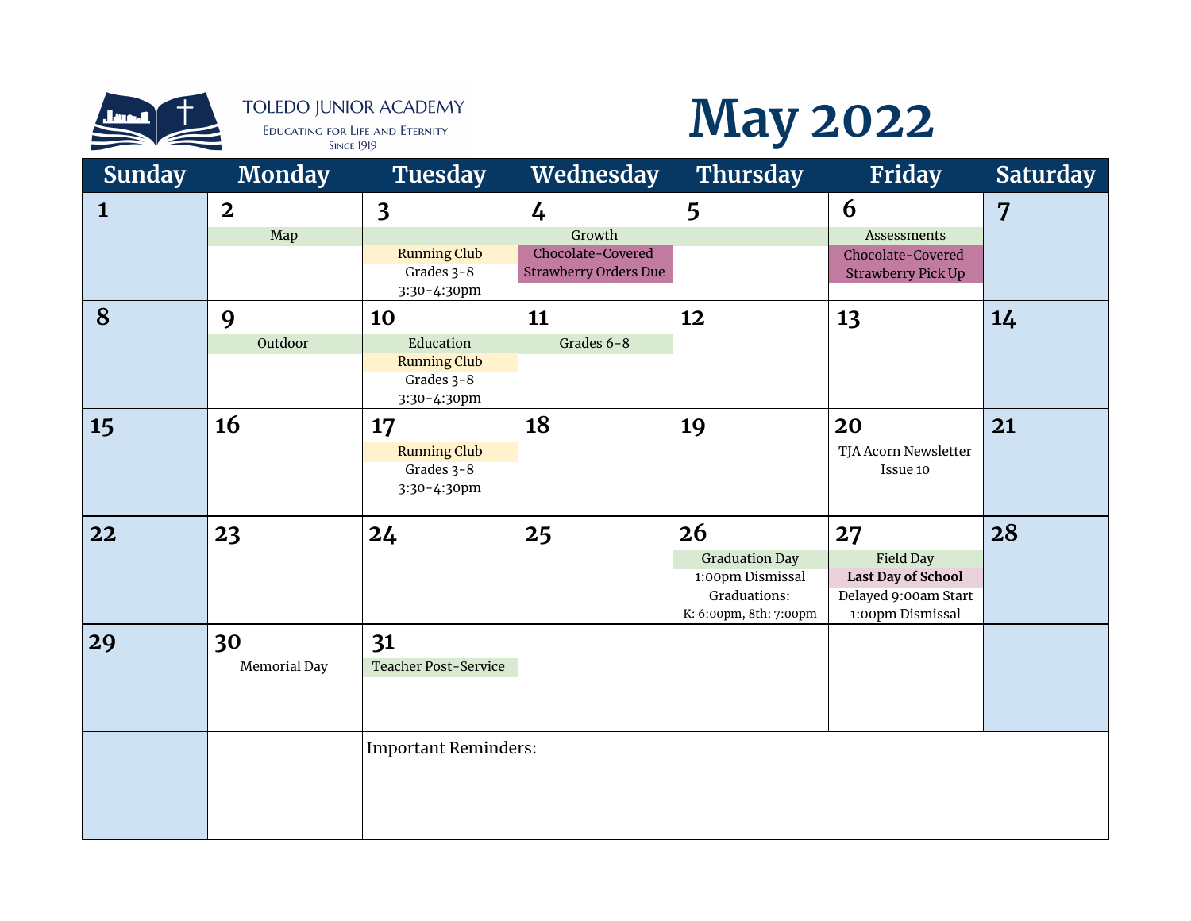TOLEDO JUNIOR ACADEMY
EDUCATING FOR LIFE AND ETERNITY
SINCE 1919

# May 2022

| Sunday | Monday | Tuesday | Wednesday | Thursday | Friday | Saturday |
|---|---|---|---|---|---|---|
| 1 | 2<br>Map | 3<br>Running Club<br>Grades 3-8<br>3:30-4:30pm | 4<br>Growth<br>Chocolate-Covered Strawberry Orders Due | 5 | 6<br>Assessments<br>Chocolate-Covered Strawberry Pick Up | 7 |
| 8 | 9<br>Outdoor | 10<br>Education<br>Running Club<br>Grades 3-8<br>3:30-4:30pm | 11<br>Grades 6-8 | 12 | 13 | 14 |
| 15 | 16 | 17<br>Running Club<br>Grades 3-8<br>3:30-4:30pm | 18 | 19 | 20<br>TJA Acorn Newsletter Issue 10 | 21 |
| 22 | 23 | 24 | 25 | 26<br>Graduation Day<br>1:00pm Dismissal<br>Graduations:<br>K: 6:00pm, 8th: 7:00pm | 27<br>Field Day<br>**Last Day of School**<br>Delayed 9:00am Start<br>1:00pm Dismissal | 28 |
| 29 | 30<br>Memorial Day | 31<br>Teacher Post-Service | | | | |
| | | Important Reminders: | | | | |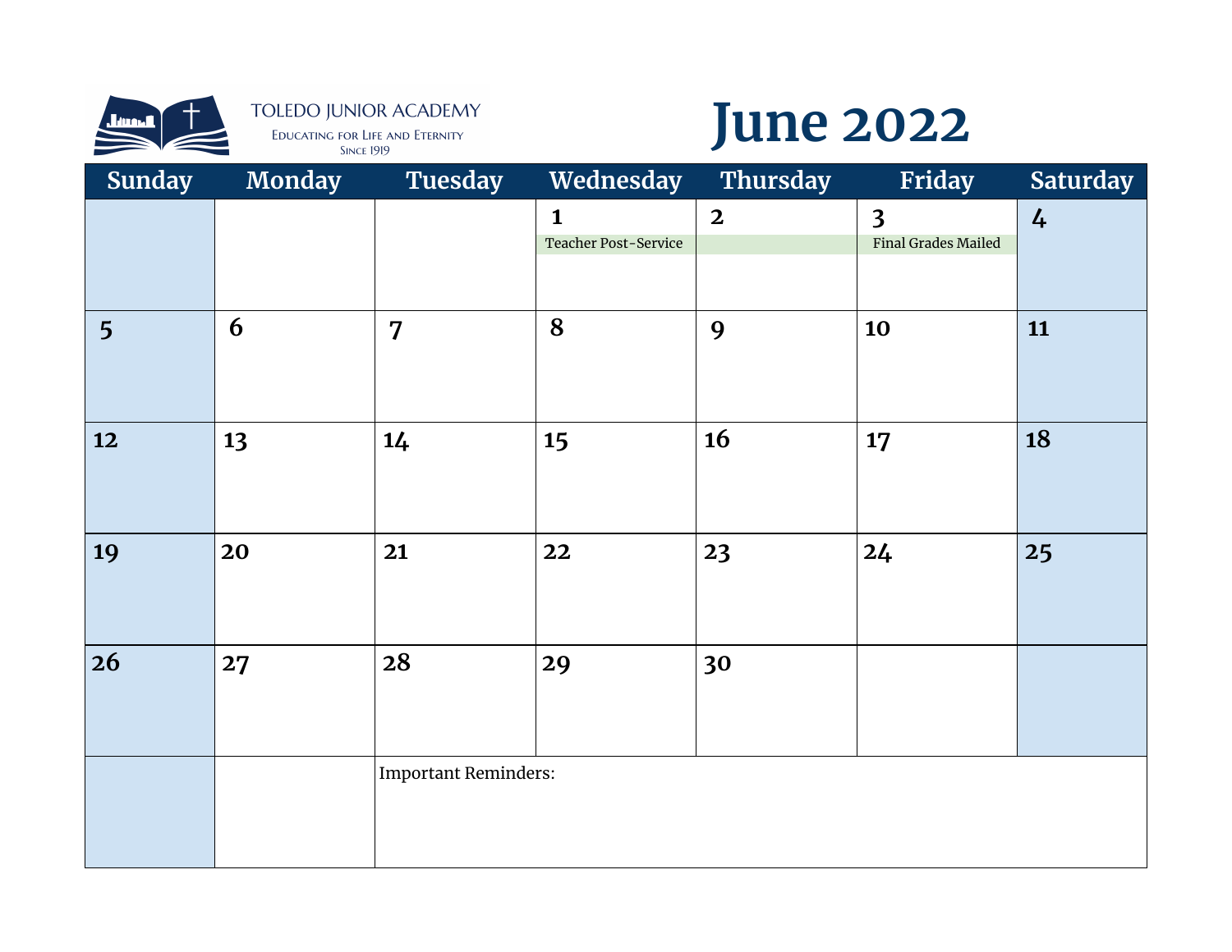TOLEDO JUNIOR ACADEMY

Educating for Life and Eternity

Since 1919

# June 2022

| Sunday | Monday | Tuesday | Wednesday | Thursday | Friday | Saturday |
| --- | --- | --- | --- | --- | --- | --- |
| | | | 1 Teacher Post-Service | 2 | 3 Final Grades Mailed | 4 |
| 5 | 6 | 7 | 8 | 9 | 10 | 11 |
| 12 | 13 | 14 | 15 | 16 | 17 | 18 |
| 19 | 20 | 21 | 22 | 23 | 24 | 25 |
| 26 | 27 | 28 | 29 | 30 | | |
| | | Important Reminders: | | | | |